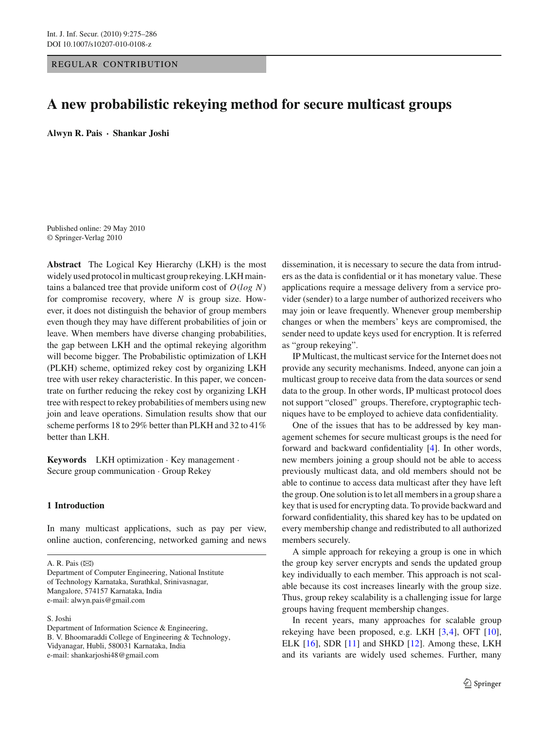REGULAR CONTRIBUTION

# A new probabilistic rekeying method for secure multicast groups

**Alwyn R. Pais · Shankar Joshi**

Published online: 29 May 2010
© Springer-Verlag 2010

**Abstract** The Logical Key Hierarchy (LKH) is the most widely used protocol in multicast group rekeying. LKH maintains a balanced tree that provide uniform cost of $O(log\ N)$ for compromise recovery, where $N$ is group size. However, it does not distinguish the behavior of group members even though they may have different probabilities of join or leave. When members have diverse changing probabilities, the gap between LKH and the optimal rekeying algorithm will become bigger. The Probabilistic optimization of LKH (PLKH) scheme, optimized rekey cost by organizing LKH tree with user rekey characteristic. In this paper, we concentrate on further reducing the rekey cost by organizing LKH tree with respect to rekey probabilities of members using new join and leave operations. Simulation results show that our scheme performs 18 to 29% better than PLKH and 32 to 41% better than LKH.

**Keywords** LKH optimization · Key management · Secure group communication · Group Rekey

## 1 Introduction

In many multicast applications, such as pay per view, online auction, conferencing, networked gaming and news dissemination, it is necessary to secure the data from intruders as the data is confidential or it has monetary value. These applications require a message delivery from a service provider (sender) to a large number of authorized receivers who may join or leave frequently. Whenever group membership changes or when the members' keys are compromised, the sender need to update keys used for encryption. It is referred as "group rekeying".

IP Multicast, the multicast service for the Internet does not provide any security mechanisms. Indeed, anyone can join a multicast group to receive data from the data sources or send data to the group. In other words, IP multicast protocol does not support "closed" groups. Therefore, cryptographic techniques have to be employed to achieve data confidentiality.

One of the issues that has to be addressed by key management schemes for secure multicast groups is the need for forward and backward confidentiality [4]. In other words, new members joining a group should not be able to access previously multicast data, and old members should not be able to continue to access data multicast after they have left the group. One solution is to let all members in a group share a key that is used for encrypting data. To provide backward and forward confidentiality, this shared key has to be updated on every membership change and redistributed to all authorized members securely.

A simple approach for rekeying a group is one in which the group key server encrypts and sends the updated group key individually to each member. This approach is not scalable because its cost increases linearly with the group size. Thus, group rekey scalability is a challenging issue for large groups having frequent membership changes.

In recent years, many approaches for scalable group rekeying have been proposed, e.g. LKH [3,4], OFT [10], ELK [16], SDR [11] and SHKD [12]. Among these, LKH and its variants are widely used schemes. Further, many

---

A. R. Pais (✉)
Department of Computer Engineering, National Institute of Technology Karnataka, Surathkal, Srinivasnagar, Mangalore, 574157 Karnataka, India
e-mail: alwyn.pais@gmail.com

S. Joshi
Department of Information Science & Engineering, B. V. Bhoomaraddi College of Engineering & Technology, Vidyanagar, Hubli, 580031 Karnataka, India
e-mail: shankarjoshi48@gmail.com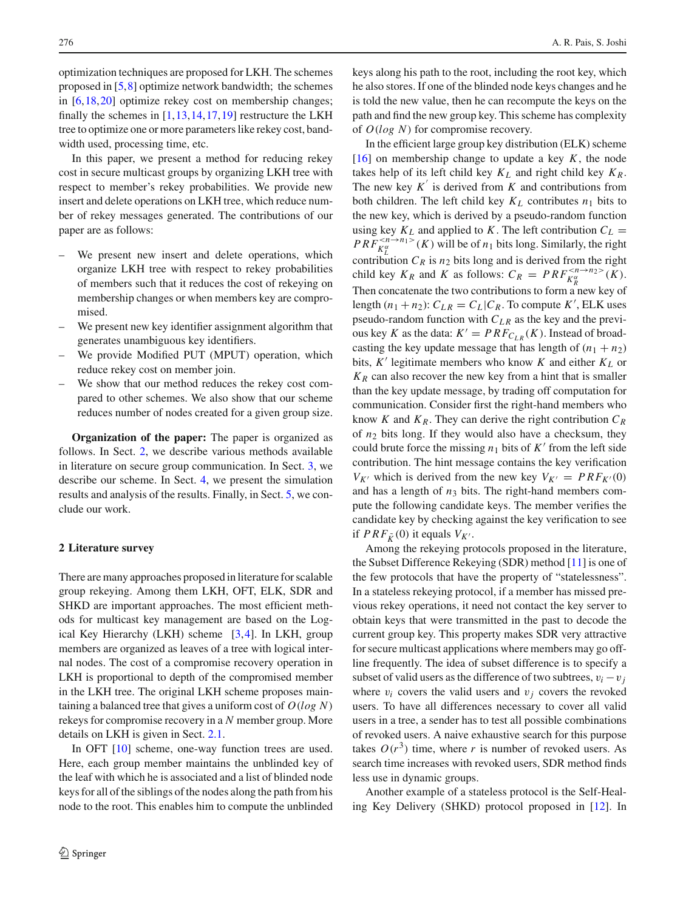optimization techniques are proposed for LKH. The schemes proposed in [5,8] optimize network bandwidth; the schemes in [6,18,20] optimize rekey cost on membership changes; finally the schemes in [1,13,14,17,19] restructure the LKH tree to optimize one or more parameters like rekey cost, bandwidth used, processing time, etc.

In this paper, we present a method for reducing rekey cost in secure multicast groups by organizing LKH tree with respect to member's rekey probabilities. We provide new insert and delete operations on LKH tree, which reduce number of rekey messages generated. The contributions of our paper are as follows:

- We present new insert and delete operations, which organize LKH tree with respect to rekey probabilities of members such that it reduces the cost of rekeying on membership changes or when members key are compromised.
- We present new key identifier assignment algorithm that generates unambiguous key identifiers.
- We provide Modified PUT (MPUT) operation, which reduce rekey cost on member join.
- We show that our method reduces the rekey cost compared to other schemes. We also show that our scheme reduces number of nodes created for a given group size.

**Organization of the paper:** The paper is organized as follows. In Sect. 2, we describe various methods available in literature on secure group communication. In Sect. 3, we describe our scheme. In Sect. 4, we present the simulation results and analysis of the results. Finally, in Sect. 5, we conclude our work.

## 2 Literature survey

There are many approaches proposed in literature for scalable group rekeying. Among them LKH, OFT, ELK, SDR and SHKD are important approaches. The most efficient methods for multicast key management are based on the Logical Key Hierarchy (LKH) scheme [3,4]. In LKH, group members are organized as leaves of a tree with logical internal nodes. The cost of a compromise recovery operation in LKH is proportional to depth of the compromised member in the LKH tree. The original LKH scheme proposes maintaining a balanced tree that gives a uniform cost of $O(log\ N)$ rekeys for compromise recovery in a $N$ member group. More details on LKH is given in Sect. 2.1.

In OFT [10] scheme, one-way function trees are used. Here, each group member maintains the unblinded key of the leaf with which he is associated and a list of blinded node keys for all of the siblings of the nodes along the path from his node to the root. This enables him to compute the unblinded keys along his path to the root, including the root key, which he also stores. If one of the blinded node keys changes and he is told the new value, then he can recompute the keys on the path and find the new group key. This scheme has complexity of $O(log\ N)$ for compromise recovery.

In the efficient large group key distribution (ELK) scheme [16] on membership change to update a key $K$, the node takes help of its left child key $K_L$ and right child key $K_R$. The new key $K^{'}$ is derived from $K$ and contributions from both children. The left child key $K_L$ contributes $n_1$ bits to the new key, which is derived by a pseudo-random function using key $K_L$ and applied to $K$. The left contribution $C_L = PRF^{<n \rightarrow n_1>}_{K^{\alpha}_L}(K)$ will be of $n_1$ bits long. Similarly, the right contribution $C_R$ is $n_2$ bits long and is derived from the right child key $K_R$ and $K$ as follows: $C_R = PRF^{<n \rightarrow n_2>}_{K^{\alpha}_R}(K)$. Then concatenate the two contributions to form a new key of length $(n_1 + n_2)$: $C_{LR} = C_L|C_R$. To compute $K'$, ELK uses pseudo-random function with $C_{LR}$ as the key and the previous key $K$ as the data: $K' = PRF_{C_{LR}}(K)$. Instead of broadcasting the key update message that has length of $(n_1 + n_2)$ bits, $K'$ legitimate members who know $K$ and either $K_L$ or $K_R$ can also recover the new key from a hint that is smaller than the key update message, by trading off computation for communication. Consider first the right-hand members who know $K$ and $K_R$. They can derive the right contribution $C_R$ of $n_2$ bits long. If they would also have a checksum, they could brute force the missing $n_1$ bits of $K'$ from the left side contribution. The hint message contains the key verification $V_{K'}$ which is derived from the new key $V_{K'} = PRF_{K'}(0)$ and has a length of $n_3$ bits. The right-hand members compute the following candidate keys. The member verifies the candidate key by checking against the key verification to see if $PRF_{\tilde{K}}(0)$ it equals $V_{K'}$.

Among the rekeying protocols proposed in the literature, the Subset Difference Rekeying (SDR) method [11] is one of the few protocols that have the property of "statelessness". In a stateless rekeying protocol, if a member has missed previous rekey operations, it need not contact the key server to obtain keys that were transmitted in the past to decode the current group key. This property makes SDR very attractive for secure multicast applications where members may go offline frequently. The idea of subset difference is to specify a subset of valid users as the difference of two subtrees, $v_i - v_j$ where $v_i$ covers the valid users and $v_j$ covers the revoked users. To have all differences necessary to cover all valid users in a tree, a sender has to test all possible combinations of revoked users. A naive exhaustive search for this purpose takes $O(r^3)$ time, where $r$ is number of revoked users. As search time increases with revoked users, SDR method finds less use in dynamic groups.

Another example of a stateless protocol is the Self-Healing Key Delivery (SHKD) protocol proposed in [12]. In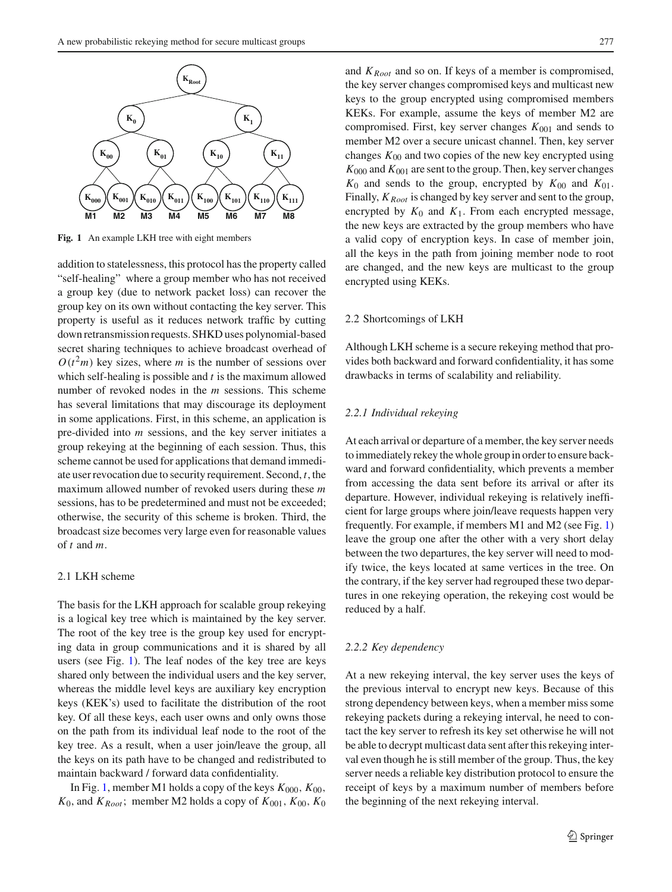**Fig. 1** An example LKH tree with eight members

addition to statelessness, this protocol has the property called "self-healing" where a group member who has not received a group key (due to network packet loss) can recover the group key on its own without contacting the key server. This property is useful as it reduces network traffic by cutting down retransmission requests. SHKD uses polynomial-based secret sharing techniques to achieve broadcast overhead of $O(t^2m)$ key sizes, where $m$ is the number of sessions over which self-healing is possible and $t$ is the maximum allowed number of revoked nodes in the $m$ sessions. This scheme has several limitations that may discourage its deployment in some applications. First, in this scheme, an application is pre-divided into $m$ sessions, and the key server initiates a group rekeying at the beginning of each session. Thus, this scheme cannot be used for applications that demand immediate user revocation due to security requirement. Second, $t$, the maximum allowed number of revoked users during these $m$ sessions, has to be predetermined and must not be exceeded; otherwise, the security of this scheme is broken. Third, the broadcast size becomes very large even for reasonable values of $t$ and $m$.

### 2.1 LKH scheme

The basis for the LKH approach for scalable group rekeying is a logical key tree which is maintained by the key server. The root of the key tree is the group key used for encrypting data in group communications and it is shared by all users (see Fig. 1). The leaf nodes of the key tree are keys shared only between the individual users and the key server, whereas the middle level keys are auxiliary key encryption keys (KEK's) used to facilitate the distribution of the root key. Of all these keys, each user owns and only owns those on the path from its individual leaf node to the root of the key tree. As a result, when a user join/leave the group, all the keys on its path have to be changed and redistributed to maintain backward / forward data confidentiality.

In Fig. 1, member M1 holds a copy of the keys $K_{000}$, $K_{00}$, $K_0$, and $K_{Root}$; member M2 holds a copy of $K_{001}$, $K_{00}$, $K_0$ and $K_{Root}$ and so on. If keys of a member is compromised, the key server changes compromised keys and multicast new keys to the group encrypted using compromised members KEKs. For example, assume the keys of member M2 are compromised. First, key server changes $K_{001}$ and sends to member M2 over a secure unicast channel. Then, key server changes $K_{00}$ and two copies of the new key encrypted using $K_{000}$ and $K_{001}$ are sent to the group. Then, key server changes $K_0$ and sends to the group, encrypted by $K_{00}$ and $K_{01}$. Finally, $K_{Root}$ is changed by key server and sent to the group, encrypted by $K_0$ and $K_1$. From each encrypted message, the new keys are extracted by the group members who have a valid copy of encryption keys. In case of member join, all the keys in the path from joining member node to root are changed, and the new keys are multicast to the group encrypted using KEKs.

### 2.2 Shortcomings of LKH

Although LKH scheme is a secure rekeying method that provides both backward and forward confidentiality, it has some drawbacks in terms of scalability and reliability.

#### *2.2.1 Individual rekeying*

At each arrival or departure of a member, the key server needs to immediately rekey the whole group in order to ensure backward and forward confidentiality, which prevents a member from accessing the data sent before its arrival or after its departure. However, individual rekeying is relatively inefficient for large groups where join/leave requests happen very frequently. For example, if members M1 and M2 (see Fig. 1) leave the group one after the other with a very short delay between the two departures, the key server will need to modify twice, the keys located at same vertices in the tree. On the contrary, if the key server had regrouped these two departures in one rekeying operation, the rekeying cost would be reduced by a half.

#### *2.2.2 Key dependency*

At a new rekeying interval, the key server uses the keys of the previous interval to encrypt new keys. Because of this strong dependency between keys, when a member miss some rekeying packets during a rekeying interval, he need to contact the key server to refresh its key set otherwise he will not be able to decrypt multicast data sent after this rekeying interval even though he is still member of the group. Thus, the key server needs a reliable key distribution protocol to ensure the receipt of keys by a maximum number of members before the beginning of the next rekeying interval.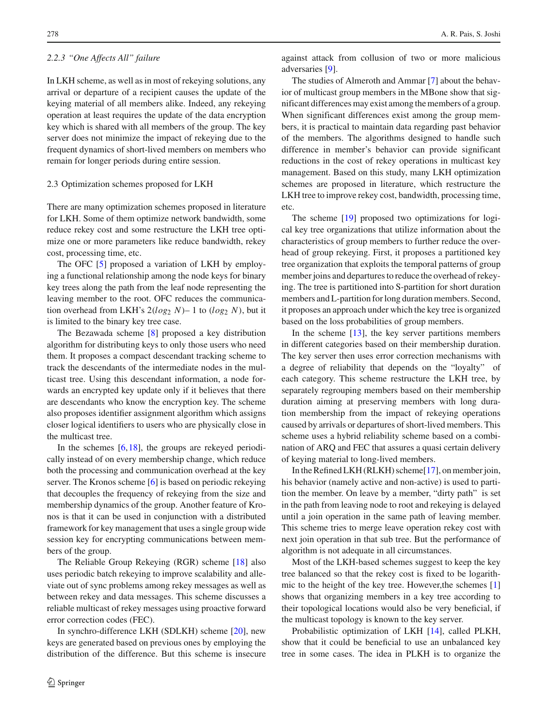#### 2.2.3 "One Affects All" failure

In LKH scheme, as well as in most of rekeying solutions, any arrival or departure of a recipient causes the update of the keying material of all members alike. Indeed, any rekeying operation at least requires the update of the data encryption key which is shared with all members of the group. The key server does not minimize the impact of rekeying due to the frequent dynamics of short-lived members on members who remain for longer periods during entire session.

### 2.3 Optimization schemes proposed for LKH

There are many optimization schemes proposed in literature for LKH. Some of them optimize network bandwidth, some reduce rekey cost and some restructure the LKH tree optimize one or more parameters like reduce bandwidth, rekey cost, processing time, etc.

The OFC [5] proposed a variation of LKH by employing a functional relationship among the node keys for binary key trees along the path from the leaf node representing the leaving member to the root. OFC reduces the communication overhead from LKH's $2(log_2\ N) - 1$ to $(log_2\ N)$, but it is limited to the binary key tree case.

The Bezawada scheme [8] proposed a key distribution algorithm for distributing keys to only those users who need them. It proposes a compact descendant tracking scheme to track the descendants of the intermediate nodes in the multicast tree. Using this descendant information, a node forwards an encrypted key update only if it believes that there are descendants who know the encryption key. The scheme also proposes identifier assignment algorithm which assigns closer logical identifiers to users who are physically close in the multicast tree.

In the schemes [6,18], the groups are rekeyed periodically instead of on every membership change, which reduce both the processing and communication overhead at the key server. The Kronos scheme [6] is based on periodic rekeying that decouples the frequency of rekeying from the size and membership dynamics of the group. Another feature of Kronos is that it can be used in conjunction with a distributed framework for key management that uses a single group wide session key for encrypting communications between members of the group.

The Reliable Group Rekeying (RGR) scheme [18] also uses periodic batch rekeying to improve scalability and alleviate out of sync problems among rekey messages as well as between rekey and data messages. This scheme discusses a reliable multicast of rekey messages using proactive forward error correction codes (FEC).

In synchro-difference LKH (SDLKH) scheme [20], new keys are generated based on previous ones by employing the distribution of the difference. But this scheme is insecure against attack from collusion of two or more malicious adversaries [9].

The studies of Almeroth and Ammar [7] about the behavior of multicast group members in the MBone show that significant differences may exist among the members of a group. When significant differences exist among the group members, it is practical to maintain data regarding past behavior of the members. The algorithms designed to handle such difference in member's behavior can provide significant reductions in the cost of rekey operations in multicast key management. Based on this study, many LKH optimization schemes are proposed in literature, which restructure the LKH tree to improve rekey cost, bandwidth, processing time, etc.

The scheme [19] proposed two optimizations for logical key tree organizations that utilize information about the characteristics of group members to further reduce the overhead of group rekeying. First, it proposes a partitioned key tree organization that exploits the temporal patterns of group member joins and departures to reduce the overhead of rekeying. The tree is partitioned into S-partition for short duration members and L-partition for long duration members. Second, it proposes an approach under which the key tree is organized based on the loss probabilities of group members.

In the scheme [13], the key server partitions members in different categories based on their membership duration. The key server then uses error correction mechanisms with a degree of reliability that depends on the "loyalty" of each category. This scheme restructure the LKH tree, by separately regrouping members based on their membership duration aiming at preserving members with long duration membership from the impact of rekeying operations caused by arrivals or departures of short-lived members. This scheme uses a hybrid reliability scheme based on a combination of ARQ and FEC that assures a quasi certain delivery of keying material to long-lived members.

In the Refined LKH (RLKH) scheme[17], on member join, his behavior (namely active and non-active) is used to partition the member. On leave by a member, "dirty path" is set in the path from leaving node to root and rekeying is delayed until a join operation in the same path of leaving member. This scheme tries to merge leave operation rekey cost with next join operation in that sub tree. But the performance of algorithm is not adequate in all circumstances.

Most of the LKH-based schemes suggest to keep the key tree balanced so that the rekey cost is fixed to be logarithmic to the height of the key tree. However,the schemes [1] shows that organizing members in a key tree according to their topological locations would also be very beneficial, if the multicast topology is known to the key server.

Probabilistic optimization of LKH [14], called PLKH, show that it could be beneficial to use an unbalanced key tree in some cases. The idea in PLKH is to organize the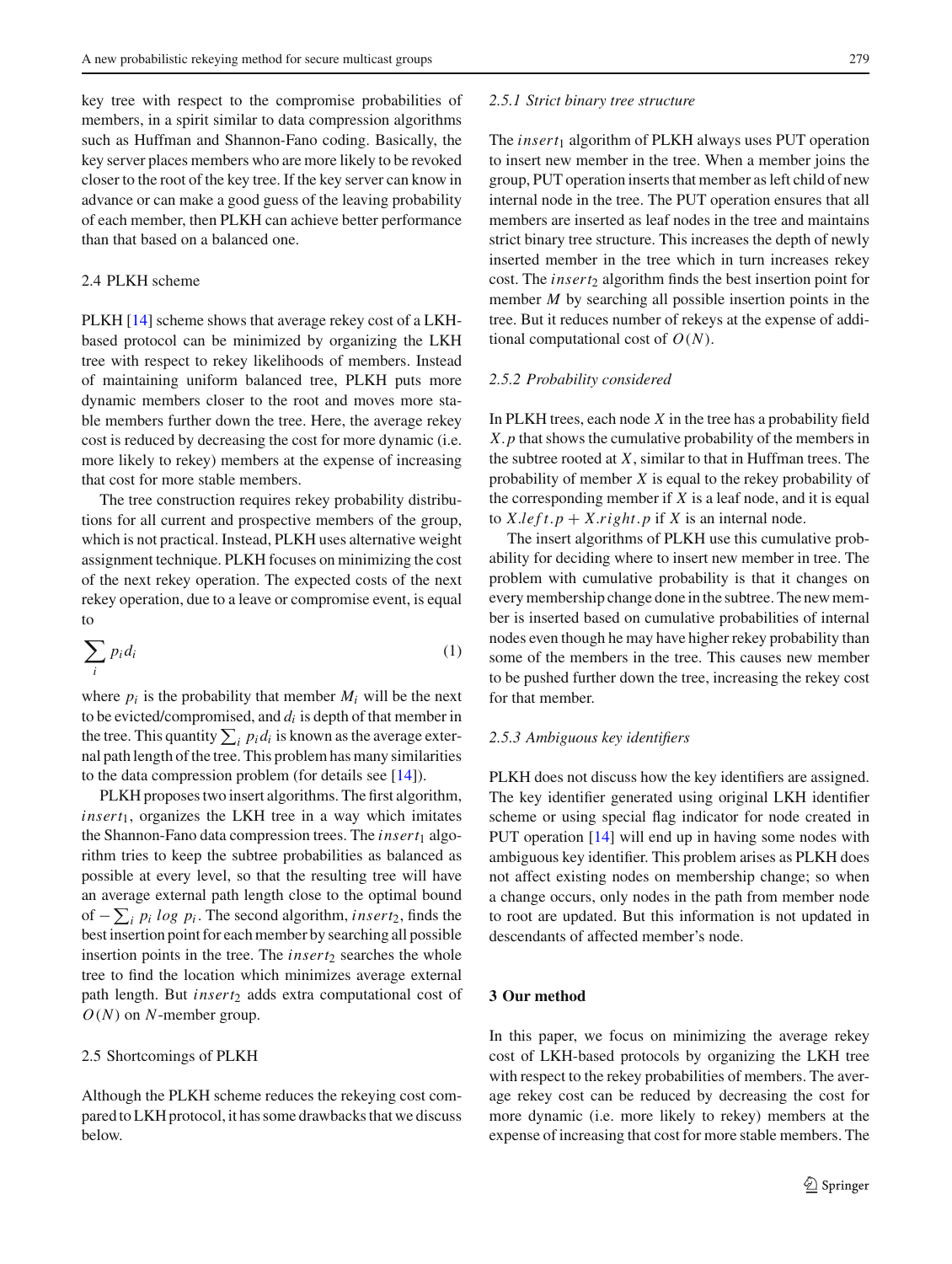key tree with respect to the compromise probabilities of members, in a spirit similar to data compression algorithms such as Huffman and Shannon-Fano coding. Basically, the key server places members who are more likely to be revoked closer to the root of the key tree. If the key server can know in advance or can make a good guess of the leaving probability of each member, then PLKH can achieve better performance than that based on a balanced one.

### 2.4 PLKH scheme

PLKH [14] scheme shows that average rekey cost of a LKH-based protocol can be minimized by organizing the LKH tree with respect to rekey likelihoods of members. Instead of maintaining uniform balanced tree, PLKH puts more dynamic members closer to the root and moves more stable members further down the tree. Here, the average rekey cost is reduced by decreasing the cost for more dynamic (i.e. more likely to rekey) members at the expense of increasing that cost for more stable members.

The tree construction requires rekey probability distributions for all current and prospective members of the group, which is not practical. Instead, PLKH uses alternative weight assignment technique. PLKH focuses on minimizing the cost of the next rekey operation. The expected costs of the next rekey operation, due to a leave or compromise event, is equal to

$$\sum_{i} p_i d_i \tag{1}$$

where $p_i$ is the probability that member $M_i$ will be the next to be evicted/compromised, and $d_i$ is depth of that member in the tree. This quantity $\sum_i p_i d_i$ is known as the average external path length of the tree. This problem has many similarities to the data compression problem (for details see [14]).

PLKH proposes two insert algorithms. The first algorithm, $insert_1$, organizes the LKH tree in a way which imitates the Shannon-Fano data compression trees. The $insert_1$ algorithm tries to keep the subtree probabilities as balanced as possible at every level, so that the resulting tree will have an average external path length close to the optimal bound of $-\sum_i p_i \log p_i$. The second algorithm, $insert_2$, finds the best insertion point for each member by searching all possible insertion points in the tree. The $insert_2$ searches the whole tree to find the location which minimizes average external path length. But $insert_2$ adds extra computational cost of $O(N)$ on $N$-member group.

### 2.5 Shortcomings of PLKH

Although the PLKH scheme reduces the rekeying cost compared to LKH protocol, it has some drawbacks that we discuss below.

#### 2.5.1 Strict binary tree structure

The $insert_1$ algorithm of PLKH always uses PUT operation to insert new member in the tree. When a member joins the group, PUT operation inserts that member as left child of new internal node in the tree. The PUT operation ensures that all members are inserted as leaf nodes in the tree and maintains strict binary tree structure. This increases the depth of newly inserted member in the tree which in turn increases rekey cost. The $insert_2$ algorithm finds the best insertion point for member $M$ by searching all possible insertion points in the tree. But it reduces number of rekeys at the expense of additional computational cost of $O(N)$.

#### 2.5.2 Probability considered

In PLKH trees, each node $X$ in the tree has a probability field $X.p$ that shows the cumulative probability of the members in the subtree rooted at $X$, similar to that in Huffman trees. The probability of member $X$ is equal to the rekey probability of the corresponding member if $X$ is a leaf node, and it is equal to $X.left.p + X.right.p$ if $X$ is an internal node.

The insert algorithms of PLKH use this cumulative probability for deciding where to insert new member in tree. The problem with cumulative probability is that it changes on every membership change done in the subtree. The new member is inserted based on cumulative probabilities of internal nodes even though he may have higher rekey probability than some of the members in the tree. This causes new member to be pushed further down the tree, increasing the rekey cost for that member.

#### 2.5.3 Ambiguous key identifiers

PLKH does not discuss how the key identifiers are assigned. The key identifier generated using original LKH identifier scheme or using special flag indicator for node created in PUT operation [14] will end up in having some nodes with ambiguous key identifier. This problem arises as PLKH does not affect existing nodes on membership change; so when a change occurs, only nodes in the path from member node to root are updated. But this information is not updated in descendants of affected member's node.

## 3 Our method

In this paper, we focus on minimizing the average rekey cost of LKH-based protocols by organizing the LKH tree with respect to the rekey probabilities of members. The average rekey cost can be reduced by decreasing the cost for more dynamic (i.e. more likely to rekey) members at the expense of increasing that cost for more stable members. The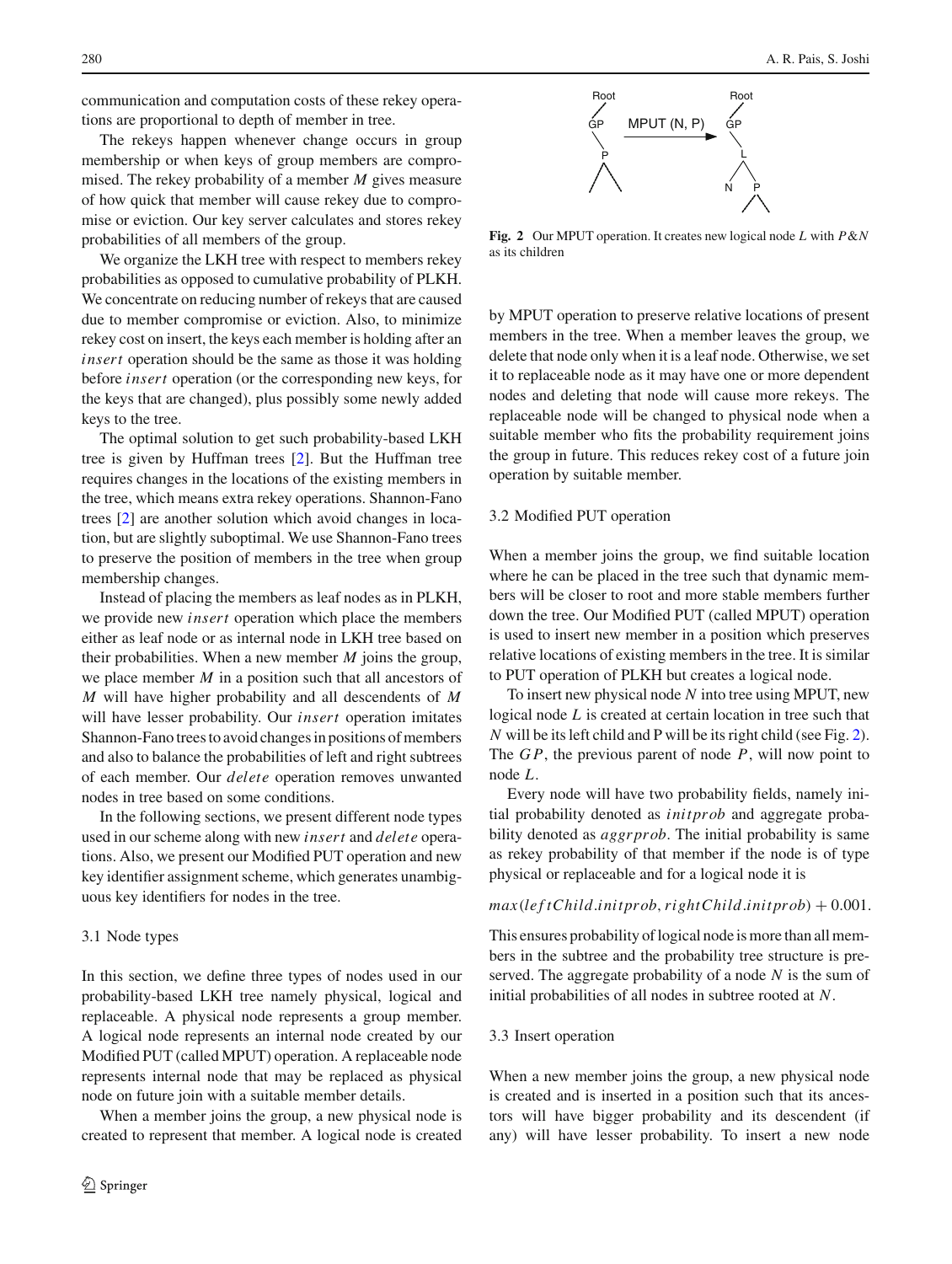communication and computation costs of these rekey operations are proportional to depth of member in tree.

The rekeys happen whenever change occurs in group membership or when keys of group members are compromised. The rekey probability of a member *M* gives measure of how quick that member will cause rekey due to compromise or eviction. Our key server calculates and stores rekey probabilities of all members of the group.

We organize the LKH tree with respect to members rekey probabilities as opposed to cumulative probability of PLKH. We concentrate on reducing number of rekeys that are caused due to member compromise or eviction. Also, to minimize rekey cost on insert, the keys each member is holding after an *insert* operation should be the same as those it was holding before *insert* operation (or the corresponding new keys, for the keys that are changed), plus possibly some newly added keys to the tree.

The optimal solution to get such probability-based LKH tree is given by Huffman trees [2]. But the Huffman tree requires changes in the locations of the existing members in the tree, which means extra rekey operations. Shannon-Fano trees [2] are another solution which avoid changes in location, but are slightly suboptimal. We use Shannon-Fano trees to preserve the position of members in the tree when group membership changes.

Instead of placing the members as leaf nodes as in PLKH, we provide new *insert* operation which place the members either as leaf node or as internal node in LKH tree based on their probabilities. When a new member *M* joins the group, we place member *M* in a position such that all ancestors of *M* will have higher probability and all descendents of *M* will have lesser probability. Our *insert* operation imitates Shannon-Fano trees to avoid changes in positions of members and also to balance the probabilities of left and right subtrees of each member. Our *delete* operation removes unwanted nodes in tree based on some conditions.

In the following sections, we present different node types used in our scheme along with new *insert* and *delete* operations. Also, we present our Modified PUT operation and new key identifier assignment scheme, which generates unambiguous key identifiers for nodes in the tree.

### 3.1 Node types

In this section, we define three types of nodes used in our probability-based LKH tree namely physical, logical and replaceable. A physical node represents a group member. A logical node represents an internal node created by our Modified PUT (called MPUT) operation. A replaceable node represents internal node that may be replaced as physical node on future join with a suitable member details.

When a member joins the group, a new physical node is created to represent that member. A logical node is created by MPUT operation to preserve relative locations of present members in the tree. When a member leaves the group, we delete that node only when it is a leaf node. Otherwise, we set it to replaceable node as it may have one or more dependent nodes and deleting that node will cause more rekeys. The replaceable node will be changed to physical node when a suitable member who fits the probability requirement joins the group in future. This reduces rekey cost of a future join operation by suitable member.

**Fig. 2** Our MPUT operation. It creates new logical node *L* with *P*&*N* as its children

### 3.2 Modified PUT operation

When a member joins the group, we find suitable location where he can be placed in the tree such that dynamic members will be closer to root and more stable members further down the tree. Our Modified PUT (called MPUT) operation is used to insert new member in a position which preserves relative locations of existing members in the tree. It is similar to PUT operation of PLKH but creates a logical node.

To insert new physical node *N* into tree using MPUT, new logical node *L* is created at certain location in tree such that *N* will be its left child and P will be its right child (see Fig. 2). The *GP*, the previous parent of node *P*, will now point to node *L*.

Every node will have two probability fields, namely initial probability denoted as *initprob* and aggregate probability denoted as *aggrprob*. The initial probability is same as rekey probability of that member if the node is of type physical or replaceable and for a logical node it is

$$max(leftChild.initprob, rightChild.initprob) + 0.001.$$

This ensures probability of logical node is more than all members in the subtree and the probability tree structure is preserved. The aggregate probability of a node *N* is the sum of initial probabilities of all nodes in subtree rooted at *N*.

### 3.3 Insert operation

When a new member joins the group, a new physical node is created and is inserted in a position such that its ancestors will have bigger probability and its descendent (if any) will have lesser probability. To insert a new node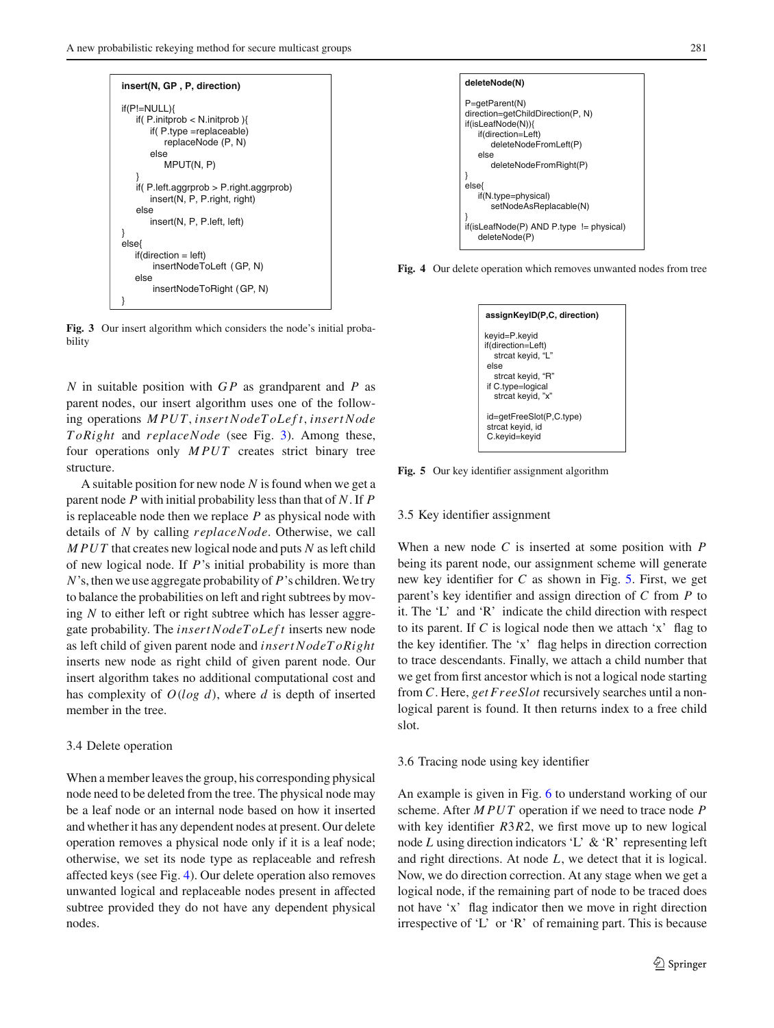```
insert(N, GP , P, direction)

if(P!=NULL){
    if( P.initprob < N.initprob ){
        if( P.type =replaceable)
            replaceNode (P, N)
        else
            MPUT(N, P)
    }
    if( P.left.aggrprob > P.right.aggrprob)
        insert(N, P, P.right, right)
    else
        insert(N, P, P.left, left)
}
else{
    if(direction = left)
        insertNodeToLeft (GP, N)
    else
        insertNodeToRight (GP, N)
}
```

**Fig. 3** Our insert algorithm which considers the node's initial probability

$N$ in suitable position with $GP$ as grandparent and $P$ as parent nodes, our insert algorithm uses one of the following operations $MPUT$, $insertNodeToLeft$, $insertNodeToRight$ and $replaceNode$ (see Fig. 3). Among these, four operations only $MPUT$ creates strict binary tree structure.

A suitable position for new node $N$ is found when we get a parent node $P$ with initial probability less than that of $N$. If $P$ is replaceable node then we replace $P$ as physical node with details of $N$ by calling $replaceNode$. Otherwise, we call $MPUT$ that creates new logical node and puts $N$ as left child of new logical node. If $P$'s initial probability is more than $N$'s, then we use aggregate probability of $P$'s children. We try to balance the probabilities on left and right subtrees by moving $N$ to either left or right subtree which has lesser aggregate probability. The $insertNodeToLeft$ inserts new node as left child of given parent node and $insertNodeToRight$ inserts new node as right child of given parent node. Our insert algorithm takes no additional computational cost and has complexity of $O(log\ d)$, where $d$ is depth of inserted member in the tree.

### 3.4 Delete operation

When a member leaves the group, his corresponding physical node need to be deleted from the tree. The physical node may be a leaf node or an internal node based on how it inserted and whether it has any dependent nodes at present. Our delete operation removes a physical node only if it is a leaf node; otherwise, we set its node type as replaceable and refresh affected keys (see Fig. 4). Our delete operation also removes unwanted logical and replaceable nodes present in affected subtree provided they do not have any dependent physical nodes.

```
deleteNode(N)

P=getParent(N)
direction=getChildDirection(P, N)
if(isLeafNode(N)){
    if(direction=Left)
        deleteNodeFromLeft(P)
    else
        deleteNodeFromRight(P)
}
else{
    if(N.type=physical)
        setNodeAsReplacable(N)
}
if(isLeafNode(P) AND P.type  != physical)
    deleteNode(P)
```

**Fig. 4** Our delete operation which removes unwanted nodes from tree

```
assignKeyID(P,C, direction)

keyid=P.keyid
if(direction=Left)
    strcat keyid, "L"
else
    strcat keyid, "R"
if C.type=logical
    strcat keyid, "x"

id=getFreeSlot(P,C.type)
strcat keyid, id
C.keyid=keyid
```

**Fig. 5** Our key identifier assignment algorithm

### 3.5 Key identifier assignment

When a new node $C$ is inserted at some position with $P$ being its parent node, our assignment scheme will generate new key identifier for $C$ as shown in Fig. 5. First, we get parent's key identifier and assign direction of $C$ from $P$ to it. The 'L' and 'R' indicate the child direction with respect to its parent. If $C$ is logical node then we attach 'x' flag to the key identifier. The 'x' flag helps in direction correction to trace descendants. Finally, we attach a child number that we get from first ancestor which is not a logical node starting from $C$. Here, $getFreeSlot$ recursively searches until a non-logical parent is found. It then returns index to a free child slot.

### 3.6 Tracing node using key identifier

An example is given in Fig. 6 to understand working of our scheme. After $MPUT$ operation if we need to trace node $P$ with key identifier $R3R2$, we first move up to new logical node $L$ using direction indicators 'L' & 'R' representing left and right directions. At node $L$, we detect that it is logical. Now, we do direction correction. At any stage when we get a logical node, if the remaining part of node to be traced does not have 'x' flag indicator then we move in right direction irrespective of 'L' or 'R' of remaining part. This is because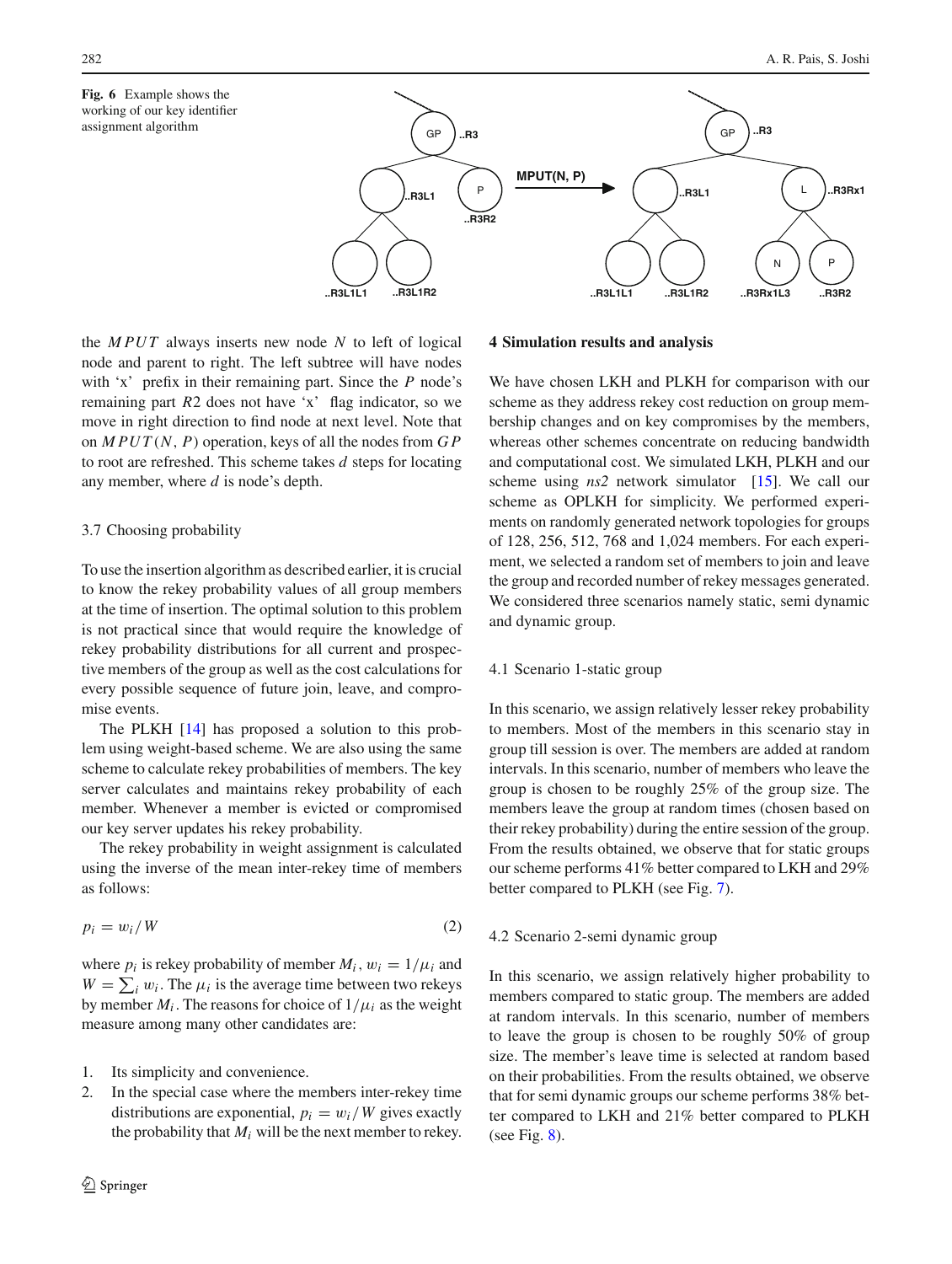**Fig. 6** Example shows the working of our key identifier assignment algorithm

the $MPUT$ always inserts new node $N$ to left of logical node and parent to right. The left subtree will have nodes with 'x' prefix in their remaining part. Since the $P$ node's remaining part $R2$ does not have 'x' flag indicator, so we move in right direction to find node at next level. Note that on $MPUT(N, P)$ operation, keys of all the nodes from $GP$ to root are refreshed. This scheme takes $d$ steps for locating any member, where $d$ is node's depth.

### 3.7 Choosing probability

To use the insertion algorithm as described earlier, it is crucial to know the rekey probability values of all group members at the time of insertion. The optimal solution to this problem is not practical since that would require the knowledge of rekey probability distributions for all current and prospective members of the group as well as the cost calculations for every possible sequence of future join, leave, and compromise events.

The PLKH [14] has proposed a solution to this problem using weight-based scheme. We are also using the same scheme to calculate rekey probabilities of members. The key server calculates and maintains rekey probability of each member. Whenever a member is evicted or compromised our key server updates his rekey probability.

The rekey probability in weight assignment is calculated using the inverse of the mean inter-rekey time of members as follows:

$$p_i = w_i / W \tag{2}$$

where $p_i$ is rekey probability of member $M_i$, $w_i = 1/\mu_i$ and $W = \sum_i w_i$. The $\mu_i$ is the average time between two rekeys by member $M_i$. The reasons for choice of $1/\mu_i$ as the weight measure among many other candidates are:

1. Its simplicity and convenience.
2. In the special case where the members inter-rekey time distributions are exponential, $p_i = w_i / W$ gives exactly the probability that $M_i$ will be the next member to rekey.

## 4 Simulation results and analysis

We have chosen LKH and PLKH for comparison with our scheme as they address rekey cost reduction on group membership changes and on key compromises by the members, whereas other schemes concentrate on reducing bandwidth and computational cost. We simulated LKH, PLKH and our scheme using *ns2* network simulator [15]. We call our scheme as OPLKH for simplicity. We performed experiments on randomly generated network topologies for groups of 128, 256, 512, 768 and 1,024 members. For each experiment, we selected a random set of members to join and leave the group and recorded number of rekey messages generated. We considered three scenarios namely static, semi dynamic and dynamic group.

### 4.1 Scenario 1-static group

In this scenario, we assign relatively lesser rekey probability to members. Most of the members in this scenario stay in group till session is over. The members are added at random intervals. In this scenario, number of members who leave the group is chosen to be roughly 25% of the group size. The members leave the group at random times (chosen based on their rekey probability) during the entire session of the group. From the results obtained, we observe that for static groups our scheme performs 41% better compared to LKH and 29% better compared to PLKH (see Fig. 7).

### 4.2 Scenario 2-semi dynamic group

In this scenario, we assign relatively higher probability to members compared to static group. The members are added at random intervals. In this scenario, number of members to leave the group is chosen to be roughly 50% of group size. The member's leave time is selected at random based on their probabilities. From the results obtained, we observe that for semi dynamic groups our scheme performs 38% better compared to LKH and 21% better compared to PLKH (see Fig. 8).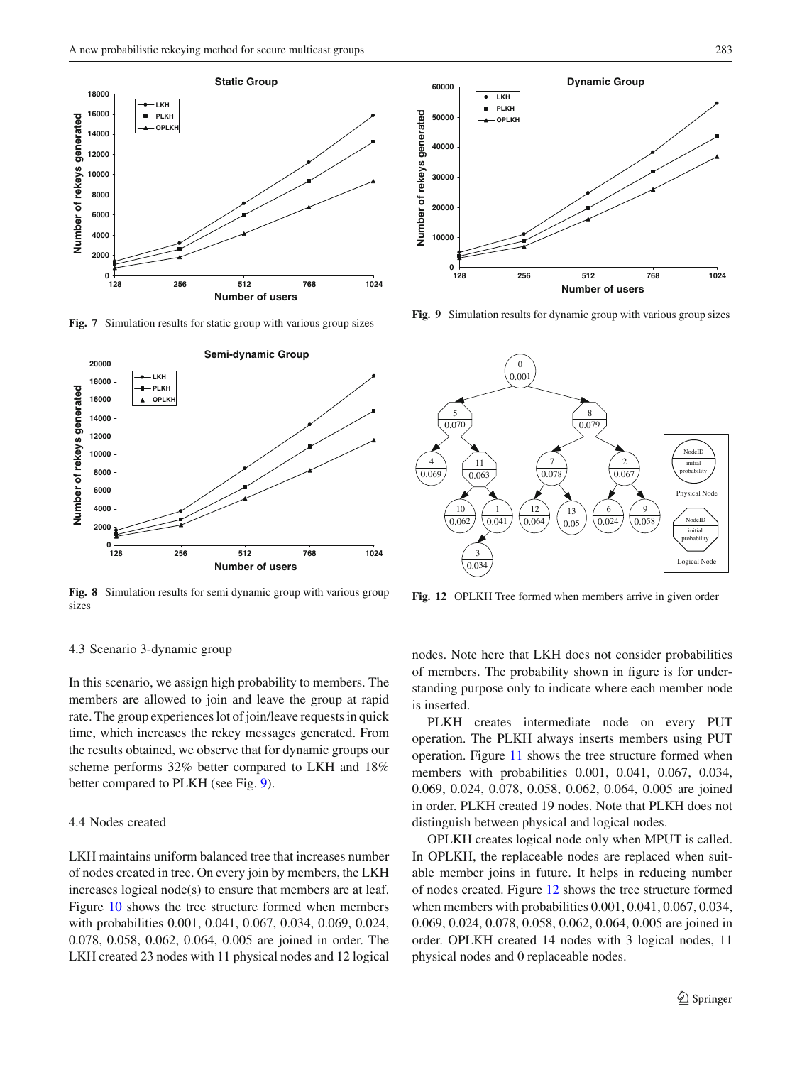Fig. 7 Simulation results for static group with various group sizes

Fig. 9 Simulation results for dynamic group with various group sizes

Fig. 8 Simulation results for semi dynamic group with various group sizes

Fig. 12 OPLKH Tree formed when members arrive in given order

### 4.3 Scenario 3-dynamic group

In this scenario, we assign high probability to members. The members are allowed to join and leave the group at rapid rate. The group experiences lot of join/leave requests in quick time, which increases the rekey messages generated. From the results obtained, we observe that for dynamic groups our scheme performs 32% better compared to LKH and 18% better compared to PLKH (see Fig. 9).

### 4.4 Nodes created

LKH maintains uniform balanced tree that increases number of nodes created in tree. On every join by members, the LKH increases logical node(s) to ensure that members are at leaf. Figure 10 shows the tree structure formed when members with probabilities 0.001, 0.041, 0.067, 0.034, 0.069, 0.024, 0.078, 0.058, 0.062, 0.064, 0.005 are joined in order. The LKH created 23 nodes with 11 physical nodes and 12 logical nodes. Note here that LKH does not consider probabilities of members. The probability shown in figure is for understanding purpose only to indicate where each member node is inserted.

PLKH creates intermediate node on every PUT operation. The PLKH always inserts members using PUT operation. Figure 11 shows the tree structure formed when members with probabilities 0.001, 0.041, 0.067, 0.034, 0.069, 0.024, 0.078, 0.058, 0.062, 0.064, 0.005 are joined in order. PLKH created 19 nodes. Note that PLKH does not distinguish between physical and logical nodes.

OPLKH creates logical node only when MPUT is called. In OPLKH, the replaceable nodes are replaced when suitable member joins in future. It helps in reducing number of nodes created. Figure 12 shows the tree structure formed when members with probabilities 0.001, 0.041, 0.067, 0.034, 0.069, 0.024, 0.078, 0.058, 0.062, 0.064, 0.005 are joined in order. OPLKH created 14 nodes with 3 logical nodes, 11 physical nodes and 0 replaceable nodes.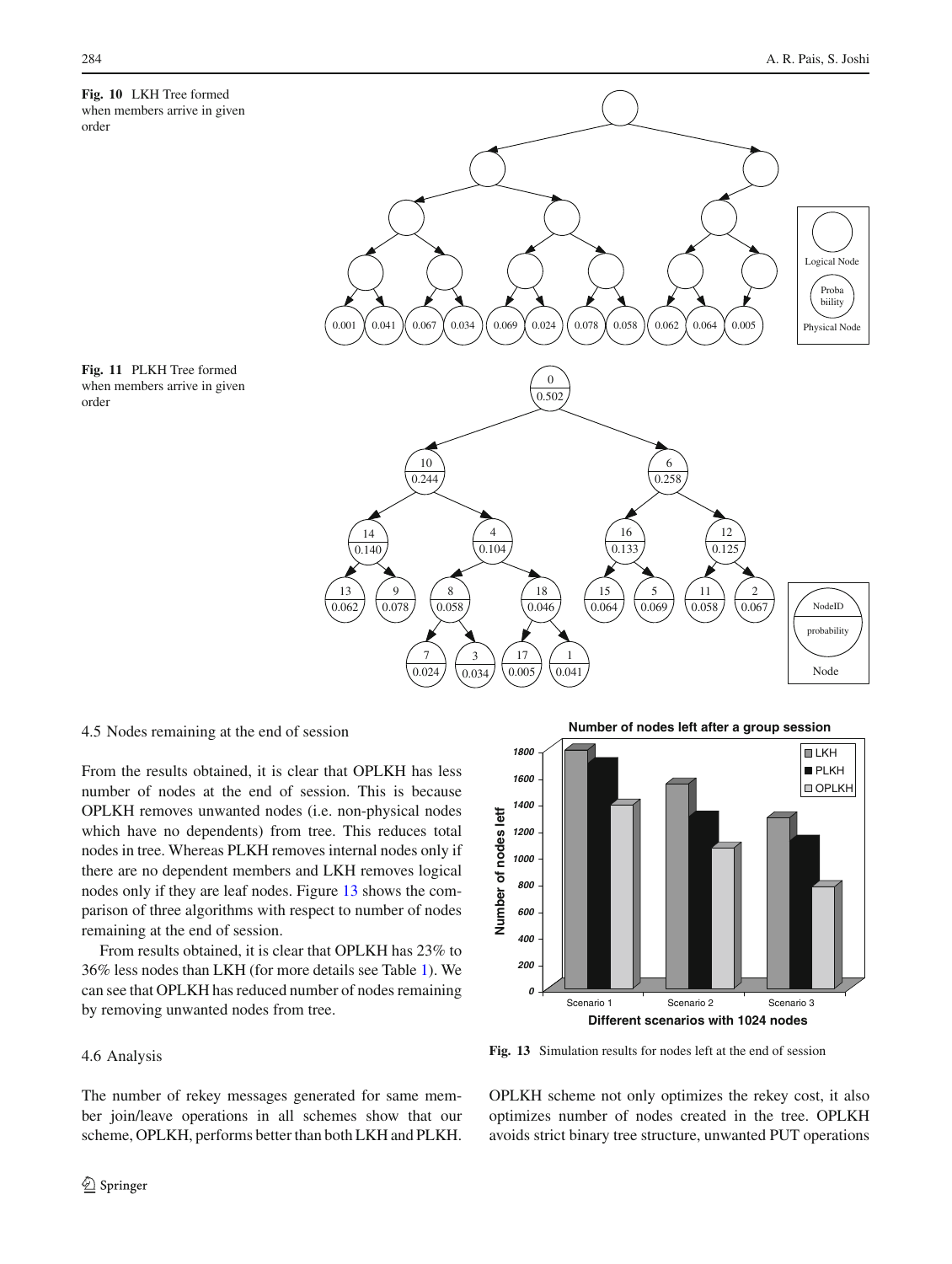**Fig. 10** LKH Tree formed when members arrive in given order

**Fig. 11** PLKH Tree formed when members arrive in given order

### 4.5 Nodes remaining at the end of session

From the results obtained, it is clear that OPLKH has less number of nodes at the end of session. This is because OPLKH removes unwanted nodes (i.e. non-physical nodes which have no dependents) from tree. This reduces total nodes in tree. Whereas PLKH removes internal nodes only if there are no dependent members and LKH removes logical nodes only if they are leaf nodes. Figure 13 shows the comparison of three algorithms with respect to number of nodes remaining at the end of session.

From results obtained, it is clear that OPLKH has 23% to 36% less nodes than LKH (for more details see Table 1). We can see that OPLKH has reduced number of nodes remaining by removing unwanted nodes from tree.

**Fig. 13** Simulation results for nodes left at the end of session

### 4.6 Analysis

The number of rekey messages generated for same member join/leave operations in all schemes show that our scheme, OPLKH, performs better than both LKH and PLKH. OPLKH scheme not only optimizes the rekey cost, it also optimizes number of nodes created in the tree. OPLKH avoids strict binary tree structure, unwanted PUT operations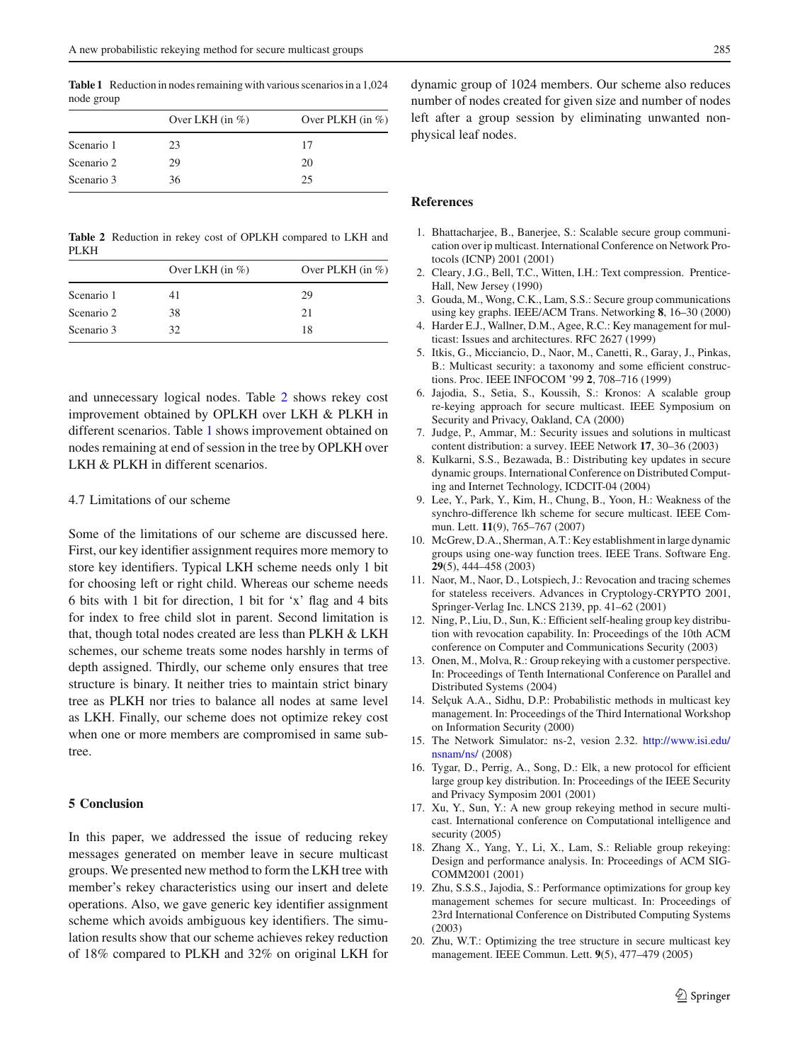**Table 1** Reduction in nodes remaining with various scenarios in a 1,024 node group

| | Over LKH (in %) | Over PLKH (in %) |
|---|---|---|
| Scenario 1 | 23 | 17 |
| Scenario 2 | 29 | 20 |
| Scenario 3 | 36 | 25 |

**Table 2** Reduction in rekey cost of OPLKH compared to LKH and PLKH

| | Over LKH (in %) | Over PLKH (in %) |
|---|---|---|
| Scenario 1 | 41 | 29 |
| Scenario 2 | 38 | 21 |
| Scenario 3 | 32 | 18 |

and unnecessary logical nodes. Table 2 shows rekey cost improvement obtained by OPLKH over LKH & PLKH in different scenarios. Table 1 shows improvement obtained on nodes remaining at end of session in the tree by OPLKH over LKH & PLKH in different scenarios.

### 4.7 Limitations of our scheme

Some of the limitations of our scheme are discussed here. First, our key identifier assignment requires more memory to store key identifiers. Typical LKH scheme needs only 1 bit for choosing left or right child. Whereas our scheme needs 6 bits with 1 bit for direction, 1 bit for 'x' flag and 4 bits for index to free child slot in parent. Second limitation is that, though total nodes created are less than PLKH & LKH schemes, our scheme treats some nodes harshly in terms of depth assigned. Thirdly, our scheme only ensures that tree structure is binary. It neither tries to maintain strict binary tree as PLKH nor tries to balance all nodes at same level as LKH. Finally, our scheme does not optimize rekey cost when one or more members are compromised in same subtree.

## 5 Conclusion

In this paper, we addressed the issue of reducing rekey messages generated on member leave in secure multicast groups. We presented new method to form the LKH tree with member's rekey characteristics using our insert and delete operations. Also, we gave generic key identifier assignment scheme which avoids ambiguous key identifiers. The simulation results show that our scheme achieves rekey reduction of 18% compared to PLKH and 32% on original LKH for dynamic group of 1024 members. Our scheme also reduces number of nodes created for given size and number of nodes left after a group session by eliminating unwanted non-physical leaf nodes.

## References

1. Bhattacharjee, B., Banerjee, S.: Scalable secure group communication over ip multicast. International Conference on Network Protocols (ICNP) 2001 (2001)
2. Cleary, J.G., Bell, T.C., Witten, I.H.: Text compression. Prentice-Hall, New Jersey (1990)
3. Gouda, M., Wong, C.K., Lam, S.S.: Secure group communications using key graphs. IEEE/ACM Trans. Networking **8**, 16–30 (2000)
4. Harder E.J., Wallner, D.M., Agee, R.C.: Key management for multicast: Issues and architectures. RFC 2627 (1999)
5. Itkis, G., Micciancio, D., Naor, M., Canetti, R., Garay, J., Pinkas, B.: Multicast security: a taxonomy and some efficient constructions. Proc. IEEE INFOCOM '99 **2**, 708–716 (1999)
6. Jajodia, S., Setia, S., Koussih, S.: Kronos: A scalable group re-keying approach for secure multicast. IEEE Symposium on Security and Privacy, Oakland, CA (2000)
7. Judge, P., Ammar, M.: Security issues and solutions in multicast content distribution: a survey. IEEE Network **17**, 30–36 (2003)
8. Kulkarni, S.S., Bezawada, B.: Distributing key updates in secure dynamic groups. International Conference on Distributed Computing and Internet Technology, ICDCIT-04 (2004)
9. Lee, Y., Park, Y., Kim, H., Chung, B., Yoon, H.: Weakness of the synchro-difference lkh scheme for secure multicast. IEEE Commun. Lett. **11**(9), 765–767 (2007)
10. McGrew, D.A., Sherman, A.T.: Key establishment in large dynamic groups using one-way function trees. IEEE Trans. Software Eng. **29**(5), 444–458 (2003)
11. Naor, M., Naor, D., Lotspiech, J.: Revocation and tracing schemes for stateless receivers. Advances in Cryptology-CRYPTO 2001, Springer-Verlag Inc. LNCS 2139, pp. 41–62 (2001)
12. Ning, P., Liu, D., Sun, K.: Efficient self-healing group key distribution with revocation capability. In: Proceedings of the 10th ACM conference on Computer and Communications Security (2003)
13. Onen, M., Molva, R.: Group rekeying with a customer perspective. In: Proceedings of Tenth International Conference on Parallel and Distributed Systems (2004)
14. Selçuk A.A., Sidhu, D.P.: Probabilistic methods in multicast key management. In: Proceedings of the Third International Workshop on Information Security (2000)
15. The Network Simulator.: ns-2, vesion 2.32. http://www.isi.edu/nsnam/ns/ (2008)
16. Tygar, D., Perrig, A., Song, D.: Elk, a new protocol for efficient large group key distribution. In: Proceedings of the IEEE Security and Privacy Symposim 2001 (2001)
17. Xu, Y., Sun, Y.: A new group rekeying method in secure multicast. International conference on Computational intelligence and security (2005)
18. Zhang X., Yang, Y., Li, X., Lam, S.: Reliable group rekeying: Design and performance analysis. In: Proceedings of ACM SIGCOMM2001 (2001)
19. Zhu, S.S.S., Jajodia, S.: Performance optimizations for group key management schemes for secure multicast. In: Proceedings of 23rd International Conference on Distributed Computing Systems (2003)
20. Zhu, W.T.: Optimizing the tree structure in secure multicast key management. IEEE Commun. Lett. **9**(5), 477–479 (2005)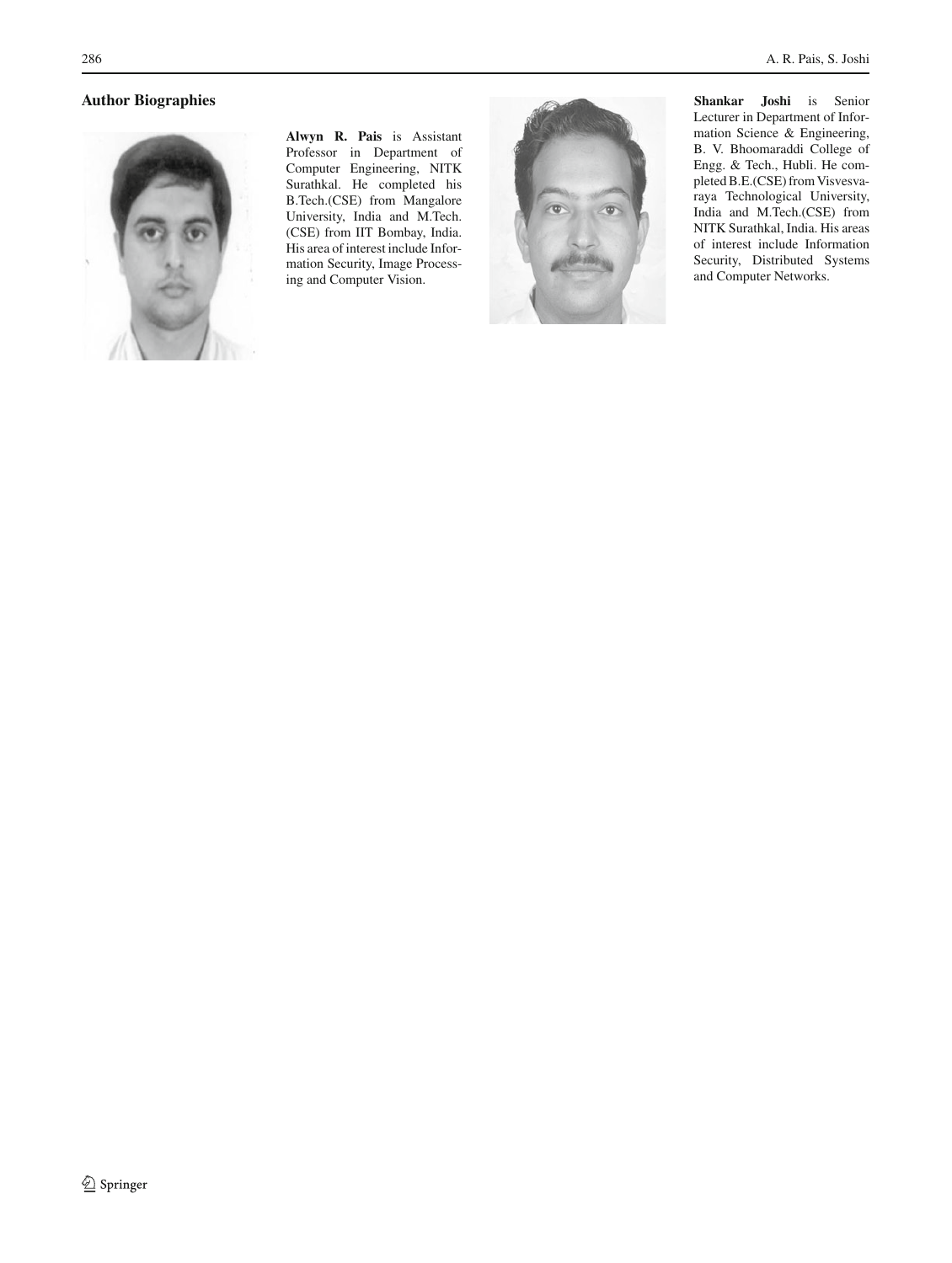## Author Biographies

**Alwyn R. Pais** is Assistant Professor in Department of Computer Engineering, NITK Surathkal. He completed his B.Tech.(CSE) from Mangalore University, India and M.Tech. (CSE) from IIT Bombay, India. His area of interest include Information Security, Image Processing and Computer Vision.

**Shankar Joshi** is Senior Lecturer in Department of Information Science & Engineering, B. V. Bhoomaraddi College of Engg. & Tech., Hubli. He completed B.E.(CSE) from Visvesvaraya Technological University, India and M.Tech.(CSE) from NITK Surathkal, India. His areas of interest include Information Security, Distributed Systems and Computer Networks.